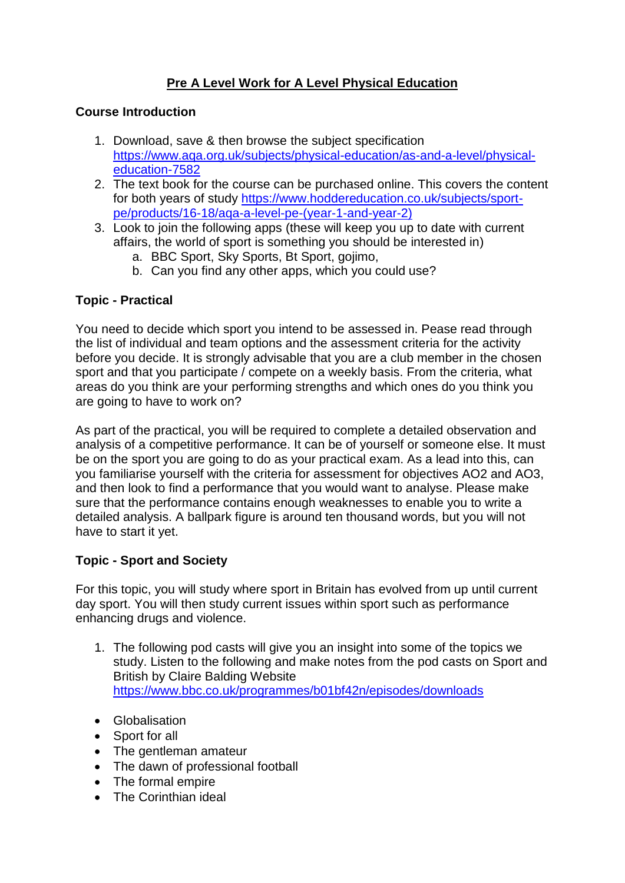# Pre A Level Work for A Level Physical Education

## Course Introduction

1. Download, save & then browse the subject specification https://www.aqa.org.uk/subjects/physical-education/as-and-a-level/physical-education-7582
2. The text book for the course can be purchased online. This covers the content for both years of study https://www.hoddereducation.co.uk/subjects/sport-pe/products/16-18/aqa-a-level-pe-(year-1-and-year-2)
3. Look to join the following apps (these will keep you up to date with current affairs, the world of sport is something you should be interested in)
   a. BBC Sport, Sky Sports, Bt Sport, gojimo,
   b. Can you find any other apps, which you could use?

## Topic - Practical

You need to decide which sport you intend to be assessed in. Pease read through the list of individual and team options and the assessment criteria for the activity before you decide. It is strongly advisable that you are a club member in the chosen sport and that you participate / compete on a weekly basis. From the criteria, what areas do you think are your performing strengths and which ones do you think you are going to have to work on?

As part of the practical, you will be required to complete a detailed observation and analysis of a competitive performance. It can be of yourself or someone else. It must be on the sport you are going to do as your practical exam. As a lead into this, can you familiarise yourself with the criteria for assessment for objectives AO2 and AO3, and then look to find a performance that you would want to analyse. Please make sure that the performance contains enough weaknesses to enable you to write a detailed analysis. A ballpark figure is around ten thousand words, but you will not have to start it yet.

## Topic - Sport and Society

For this topic, you will study where sport in Britain has evolved from up until current day sport. You will then study current issues within sport such as performance enhancing drugs and violence.

1. The following pod casts will give you an insight into some of the topics we study. Listen to the following and make notes from the pod casts on Sport and British by Claire Balding Website https://www.bbc.co.uk/programmes/b01bf42n/episodes/downloads

- Globalisation
- Sport for all
- The gentleman amateur
- The dawn of professional football
- The formal empire
- The Corinthian ideal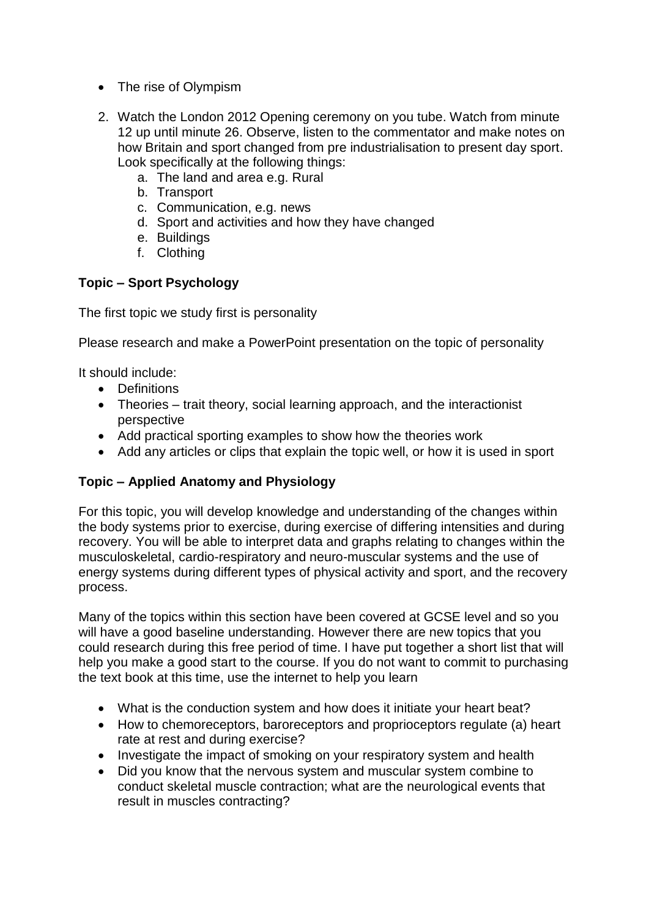- The rise of Olympism

2. Watch the London 2012 Opening ceremony on you tube. Watch from minute 12 up until minute 26. Observe, listen to the commentator and make notes on how Britain and sport changed from pre industrialisation to present day sport. Look specifically at the following things:
    a. The land and area e.g. Rural
    b. Transport
    c. Communication, e.g. news
    d. Sport and activities and how they have changed
    e. Buildings
    f. Clothing

**Topic – Sport Psychology**

The first topic we study first is personality

Please research and make a PowerPoint presentation on the topic of personality

It should include:

- Definitions
- Theories – trait theory, social learning approach, and the interactionist perspective
- Add practical sporting examples to show how the theories work
- Add any articles or clips that explain the topic well, or how it is used in sport

**Topic – Applied Anatomy and Physiology**

For this topic, you will develop knowledge and understanding of the changes within the body systems prior to exercise, during exercise of differing intensities and during recovery. You will be able to interpret data and graphs relating to changes within the musculoskeletal, cardio-respiratory and neuro-muscular systems and the use of energy systems during different types of physical activity and sport, and the recovery process.

Many of the topics within this section have been covered at GCSE level and so you will have a good baseline understanding. However there are new topics that you could research during this free period of time. I have put together a short list that will help you make a good start to the course. If you do not want to commit to purchasing the text book at this time, use the internet to help you learn

- What is the conduction system and how does it initiate your heart beat?
- How to chemoreceptors, baroreceptors and proprioceptors regulate (a) heart rate at rest and during exercise?
- Investigate the impact of smoking on your respiratory system and health
- Did you know that the nervous system and muscular system combine to conduct skeletal muscle contraction; what are the neurological events that result in muscles contracting?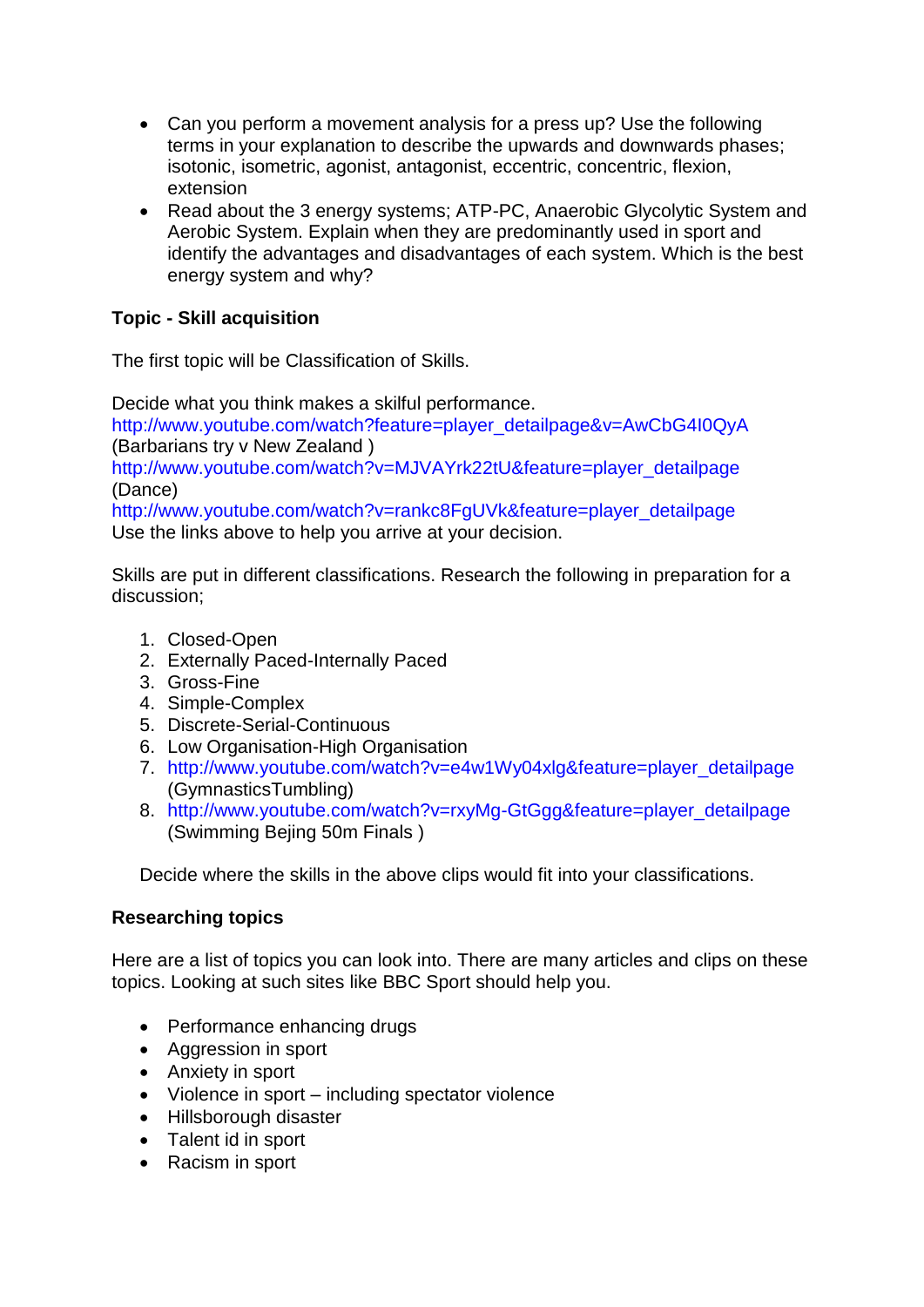- Can you perform a movement analysis for a press up? Use the following terms in your explanation to describe the upwards and downwards phases; isotonic, isometric, agonist, antagonist, eccentric, concentric, flexion, extension
- Read about the 3 energy systems; ATP-PC, Anaerobic Glycolytic System and Aerobic System. Explain when they are predominantly used in sport and identify the advantages and disadvantages of each system. Which is the best energy system and why?

**Topic - Skill acquisition**

The first topic will be Classification of Skills.

Decide what you think makes a skilful performance.
http://www.youtube.com/watch?feature=player_detailpage&v=AwCbG4I0QyA
(Barbarians try v New Zealand )
http://www.youtube.com/watch?v=MJVAYrk22tU&feature=player_detailpage
(Dance)
http://www.youtube.com/watch?v=rankc8FgUVk&feature=player_detailpage
Use the links above to help you arrive at your decision.

Skills are put in different classifications. Research the following in preparation for a discussion;

1. Closed-Open
2. Externally Paced-Internally Paced
3. Gross-Fine
4. Simple-Complex
5. Discrete-Serial-Continuous
6. Low Organisation-High Organisation
7. http://www.youtube.com/watch?v=e4w1Wy04xlg&feature=player_detailpage (GymnasticsTumbling)
8. http://www.youtube.com/watch?v=rxyMg-GtGgg&feature=player_detailpage (Swimming Bejing 50m Finals )

Decide where the skills in the above clips would fit into your classifications.

**Researching topics**

Here are a list of topics you can look into. There are many articles and clips on these topics. Looking at such sites like BBC Sport should help you.

- Performance enhancing drugs
- Aggression in sport
- Anxiety in sport
- Violence in sport – including spectator violence
- Hillsborough disaster
- Talent id in sport
- Racism in sport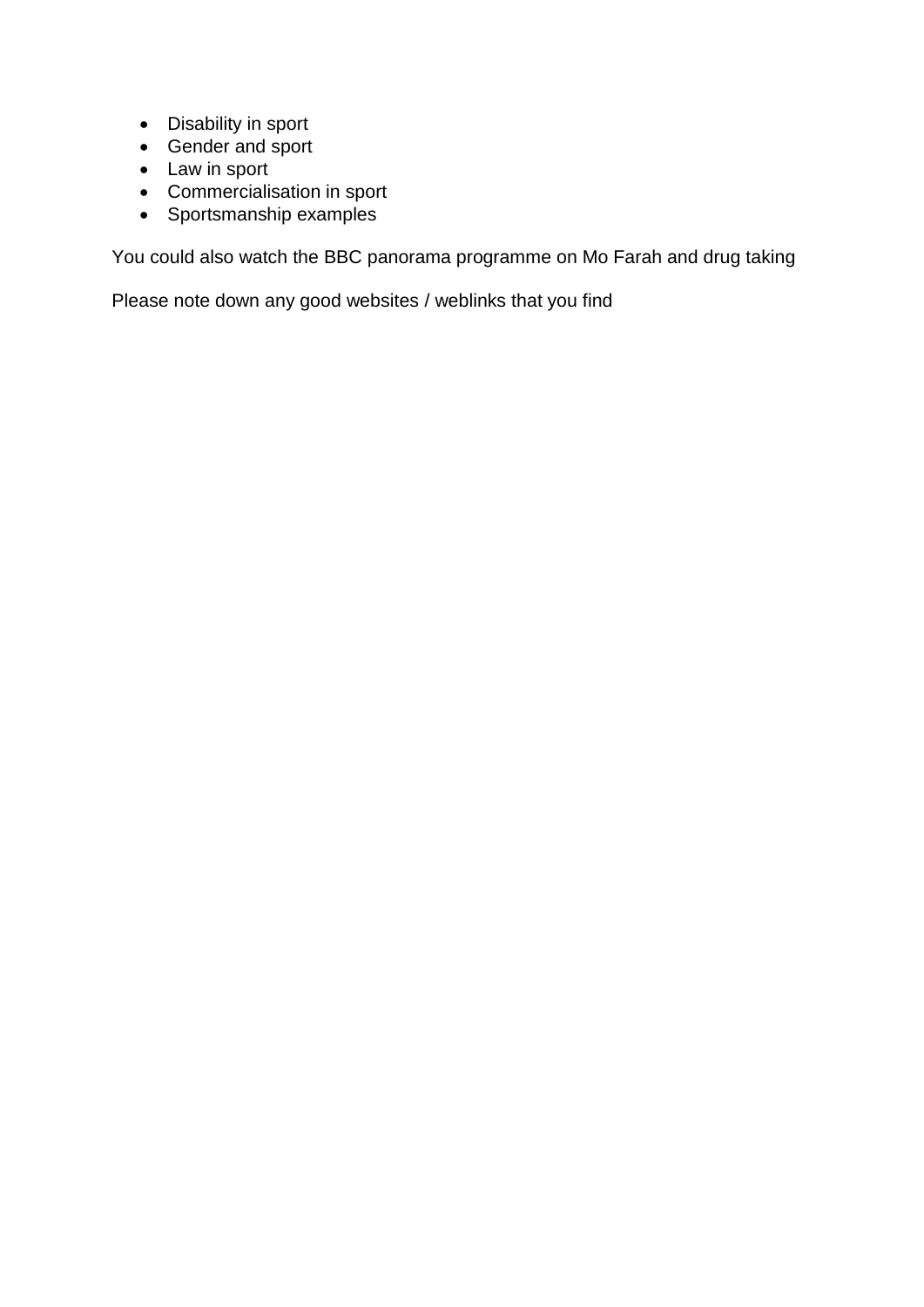- Disability in sport
- Gender and sport
- Law in sport
- Commercialisation in sport
- Sportsmanship examples

You could also watch the BBC panorama programme on Mo Farah and drug taking

Please note down any good websites / weblinks that you find